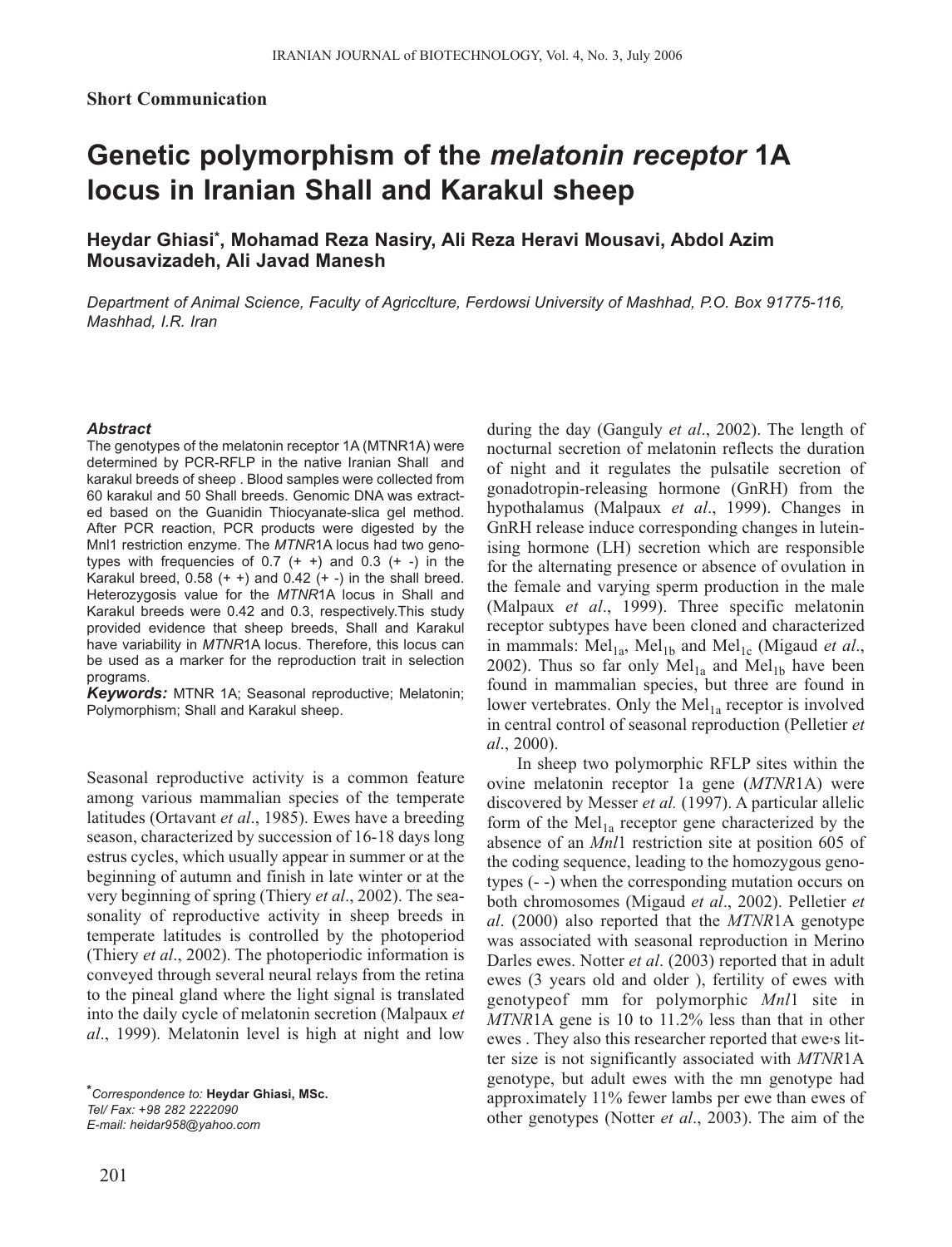**Short Communication**

# Genetic polymorphism of the *melatonin receptor* 1A locus in Iranian Shall and Karakul sheep

**Heydar Ghiasi*, Mohamad Reza Nasiry, Ali Reza Heravi Mousavi, Abdol Azim Mousavizadeh, Ali Javad Manesh**

*Department of Animal Science, Faculty of Agricclture, Ferdowsi University of Mashhad, P.O. Box 91775-116, Mashhad, I.R. Iran*

***Abstract***

The genotypes of the melatonin receptor 1A (MTNR1A) were determined by PCR-RFLP in the native Iranian Shall and karakul breeds of sheep . Blood samples were collected from 60 karakul and 50 Shall breeds. Genomic DNA was extracted based on the Guanidin Thiocyanate-slica gel method. After PCR reaction, PCR products were digested by the Mnl1 restriction enzyme. The *MTNR*1A locus had two genotypes with frequencies of 0.7 (+ +) and 0.3 (+ -) in the Karakul breed, 0.58 (+ +) and 0.42 (+ -) in the shall breed. Heterozygosis value for the *MTNR*1A locus in Shall and Karakul breeds were 0.42 and 0.3, respectively.This study provided evidence that sheep breeds, Shall and Karakul have variability in *MTNR*1A locus. Therefore, this locus can be used as a marker for the reproduction trait in selection programs.

***Keywords:*** MTNR 1A; Seasonal reproductive; Melatonin; Polymorphism; Shall and Karakul sheep.

Seasonal reproductive activity is a common feature among various mammalian species of the temperate latitudes (Ortavant *et al*., 1985). Ewes have a breeding season, characterized by succession of 16-18 days long estrus cycles, which usually appear in summer or at the beginning of autumn and finish in late winter or at the very beginning of spring (Thiery *et al*., 2002). The seasonality of reproductive activity in sheep breeds in temperate latitudes is controlled by the photoperiod (Thiery *et al*., 2002). The photoperiodic information is conveyed through several neural relays from the retina to the pineal gland where the light signal is translated into the daily cycle of melatonin secretion (Malpaux *et al*., 1999). Melatonin level is high at night and low during the day (Ganguly *et al*., 2002). The length of nocturnal secretion of melatonin reflects the duration of night and it regulates the pulsatile secretion of gonadotropin-releasing hormone (GnRH) from the hypothalamus (Malpaux *et al*., 1999). Changes in GnRH release induce corresponding changes in luteinising hormone (LH) secretion which are responsible for the alternating presence or absence of ovulation in the female and varying sperm production in the male (Malpaux *et al*., 1999). Three specific melatonin receptor subtypes have been cloned and characterized in mammals: $Mel_{1a}$, $Mel_{1b}$ and $Mel_{1c}$ (Migaud *et al*., 2002). Thus so far only $Mel_{1a}$ and $Mel_{1b}$ have been found in mammalian species, but three are found in lower vertebrates. Only the $Mel_{1a}$ receptor is involved in central control of seasonal reproduction (Pelletier *et al*., 2000).

In sheep two polymorphic RFLP sites within the ovine melatonin receptor 1a gene (*MTNR*1A) were discovered by Messer *et al.* (1997). A particular allelic form of the $Mel_{1a}$ receptor gene characterized by the absence of an *Mnl*1 restriction site at position 605 of the coding sequence, leading to the homozygous genotypes (- -) when the corresponding mutation occurs on both chromosomes (Migaud *et al*., 2002). Pelletier *et al*. (2000) also reported that the *MTNR*1A genotype was associated with seasonal reproduction in Merino Darles ewes. Notter *et al*. (2003) reported that in adult ewes (3 years old and older ), fertility of ewes with genotypeof mm for polymorphic *Mnl*1 site in *MTNR*1A gene is 10 to 11.2% less than that in other ewes . They also this researcher reported that ewe›s litter size is not significantly associated with *MTNR*1A genotype, but adult ewes with the mn genotype had approximately 11% fewer lambs per ewe than ewes of other genotypes (Notter *et al*., 2003). The aim of the

*Correspondence to:* **Heydar Ghiasi, MSc.**
*Tel/ Fax: +98 282 2222090*
*E-mail: heidar958@yahoo.com*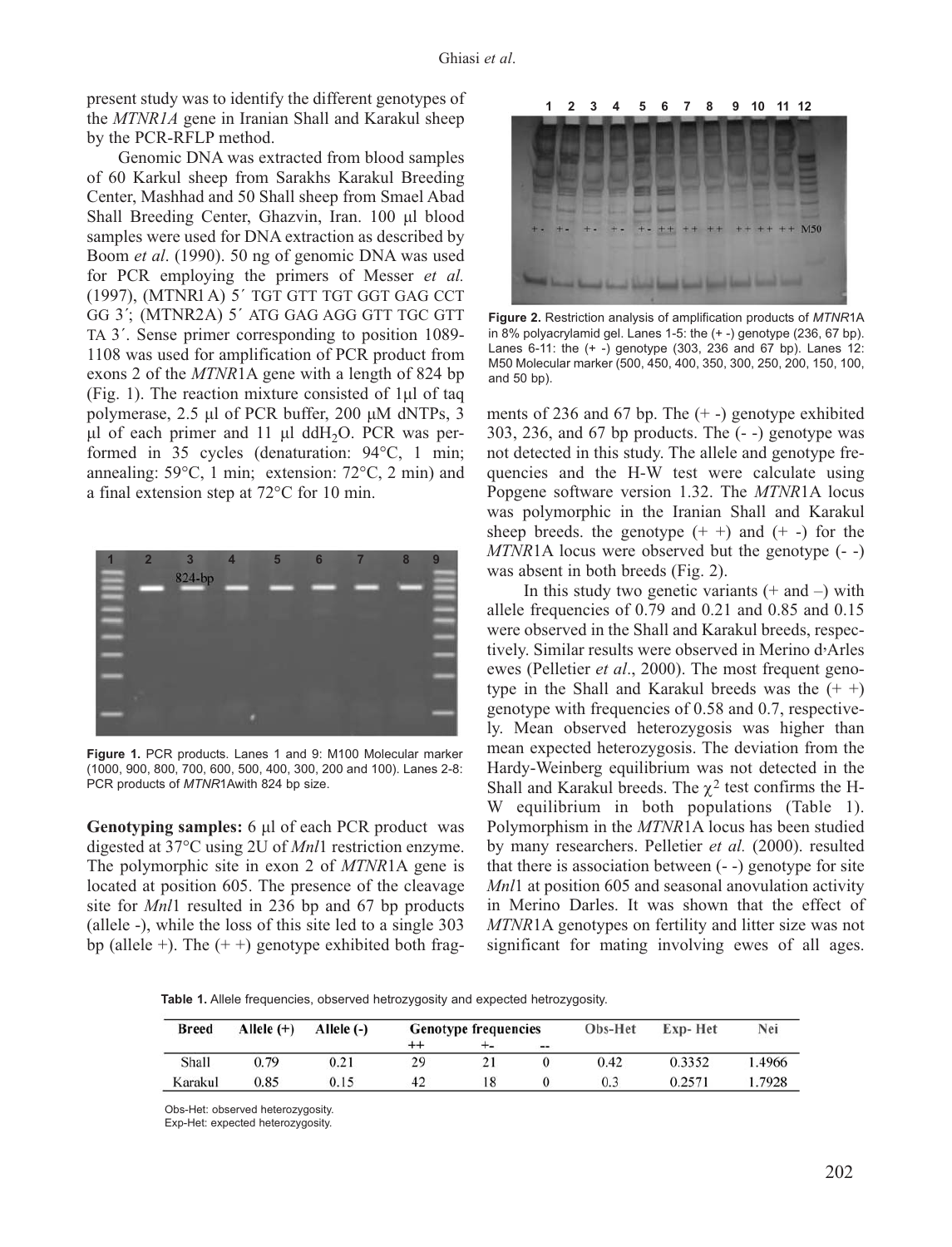present study was to identify the different genotypes of the *MTNR1A* gene in Iranian Shall and Karakul sheep by the PCR-RFLP method.

Genomic DNA was extracted from blood samples of 60 Karkul sheep from Sarakhs Karakul Breeding Center, Mashhad and 50 Shall sheep from Smael Abad Shall Breeding Center, Ghazvin, Iran. 100 µl blood samples were used for DNA extraction as described by Boom *et al*. (1990). 50 ng of genomic DNA was used for PCR employing the primers of Messer *et al.* (1997), (MTNRl A) 5´ TGT GTT TGT GGT GAG CCT GG 3´; (MTNR2A) 5´ ATG GAG AGG GTT TGC GTT TA 3´. Sense primer corresponding to position 1089-1108 was used for amplification of PCR product from exons 2 of the *MTNR*1A gene with a length of 824 bp (Fig. 1). The reaction mixture consisted of 1µl of taq polymerase, 2.5 µl of PCR buffer, 200 µM dNTPs, 3 µl of each primer and 11 µl $ddH_2O$. PCR was performed in 35 cycles (denaturation: 94°C, 1 min; annealing: 59°C, 1 min; extension: 72°C, 2 min) and a final extension step at 72°C for 10 min.

**Figure 1.** PCR products. Lanes 1 and 9: M100 Molecular marker (1000, 900, 800, 700, 600, 500, 400, 300, 200 and 100). Lanes 2-8: PCR products of *MTNR*1Awith 824 bp size.

**Genotyping samples:** 6 µl of each PCR product was digested at 37°C using 2U of *Mnl*1 restriction enzyme. The polymorphic site in exon 2 of *MTNR*1A gene is located at position 605. The presence of the cleavage site for *Mnl*1 resulted in 236 bp and 67 bp products (allele -), while the loss of this site led to a single 303 bp (allele +). The (+ +) genotype exhibited both fragments of 236 and 67 bp. The (+ -) genotype exhibited 303, 236, and 67 bp products. The (- -) genotype was not detected in this study. The allele and genotype frequencies and the H-W test were calculate using Popgene software version 1.32. The *MTNR*1A locus was polymorphic in the Iranian Shall and Karakul sheep breeds. the genotype (+ +) and (+ -) for the *MTNR*1A locus were observed but the genotype (- -) was absent in both breeds (Fig. 2).

**Figure 2.** Restriction analysis of amplification products of *MTNR*1A in 8% polyacrylamid gel. Lanes 1-5: the (+ -) genotype (236, 67 bp). Lanes 6-11: the (+ -) genotype (303, 236 and 67 bp). Lanes 12: M50 Molecular marker (500, 450, 400, 350, 300, 250, 200, 150, 100, and 50 bp).

In this study two genetic variants (+ and –) with allele frequencies of 0.79 and 0.21 and 0.85 and 0.15 were observed in the Shall and Karakul breeds, respectively. Similar results were observed in Merino d›Arles ewes (Pelletier *et al*., 2000). The most frequent genotype in the Shall and Karakul breeds was the (+ +) genotype with frequencies of 0.58 and 0.7, respectively. Mean observed heterozygosis was higher than mean expected heterozygosis. The deviation from the Hardy-Weinberg equilibrium was not detected in the Shall and Karakul breeds. The $\chi^2$ test confirms the H-W equilibrium in both populations (Table 1). Polymorphism in the *MTNR*1A locus has been studied by many researchers. Pelletier *et al.* (2000). resulted that there is association between (- -) genotype for site *Mnl*1 at position 605 and seasonal anovulation activity in Merino Darles. It was shown that the effect of *MTNR*1A genotypes on fertility and litter size was not significant for mating involving ewes of all ages.

**Table 1.** Allele frequencies, observed hetrozygosity and expected hetrozygosity.

| Breed | Allele (+) | Allele (-) | Genotype frequencies | | | Obs-Het | Exp- Het | Nei |
|---|---|---|---|---|---|---|---|---|
| | | | ++ | +- | -- | | | |
| Shall | 0.79 | 0.21 | 29 | 21 | 0 | 0.42 | 0.3352 | 1.4966 |
| Karakul | 0.85 | 0.15 | 42 | 18 | 0 | 0.3 | 0.2571 | 1.7928 |

Obs-Het: observed heterozygosity.
Exp-Het: expected heterozygosity.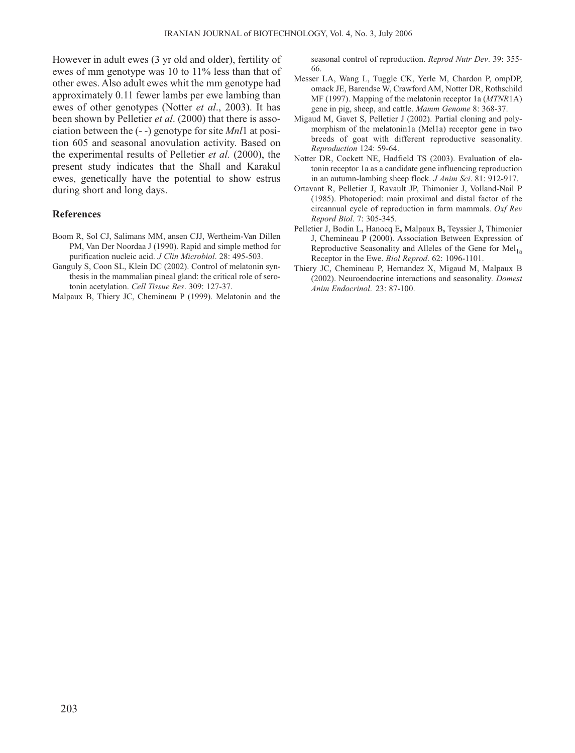However in adult ewes (3 yr old and older), fertility of ewes of mm genotype was 10 to 11% less than that of other ewes. Also adult ewes whit the mm genotype had approximately 0.11 fewer lambs per ewe lambing than ewes of other genotypes (Notter *et al*., 2003). It has been shown by Pelletier *et al*. (2000) that there is association between the (- -) genotype for site *Mnl*1 at position 605 and seasonal anovulation activity. Based on the experimental results of Pelletier *et al.* (2000), the present study indicates that the Shall and Karakul ewes, genetically have the potential to show estrus during short and long days.

## References

Boom R, Sol CJ, Salimans MM, ansen CJJ, Wertheim-Van Dillen PM, Van Der Noordaa J (1990). Rapid and simple method for purification nucleic acid. *J Clin Microbiol*. 28: 495-503.

Ganguly S, Coon SL, Klein DC (2002). Control of melatonin synthesis in the mammalian pineal gland: the critical role of serotonin acetylation. *Cell Tissue Res*. 309: 127-37.

Malpaux B, Thiery JC, Chemineau P (1999). Melatonin and the seasonal control of reproduction. *Reprod Nutr Dev*. 39: 355-66.

Messer LA, Wang L, Tuggle CK, Yerle M, Chardon P, ompDP, omack JE, Barendse W, Crawford AM, Notter DR, Rothschild MF (1997). Mapping of the melatonin receptor 1a (*MTNR*1A) gene in pig, sheep, and cattle. *Mamm Genome* 8: 368-37.

Migaud M, Gavet S, Pelletier J (2002). Partial cloning and polymorphism of the melatonin1a (Mel1a) receptor gene in two breeds of goat with different reproductive seasonality. *Reproduction* 124: 59-64.

Notter DR, Cockett NE, Hadfield TS (2003). Evaluation of elatonin receptor 1a as a candidate gene influencing reproduction in an autumn-lambing sheep flock. *J Anim Sci*. 81: 912-917.

Ortavant R, Pelletier J, Ravault JP, Thimonier J, Volland-Nail P (1985). Photoperiod: main proximal and distal factor of the circannual cycle of reproduction in farm mammals. *Oxf Rev Repord Biol*. 7: 305-345.

Pelletier J, Bodin L, Hanocq E, Malpaux B, Teyssier J, Thimonier J, Chemineau P (2000). Association Between Expression of Reproductive Seasonality and Alleles of the Gene for $Mel_{1a}$ Receptor in the Ewe. *Biol Reprod*. 62: 1096-1101.

Thiery JC, Chemineau P, Hernandez X, Migaud M, Malpaux B (2002). Neuroendocrine interactions and seasonality. *Domest Anim Endocrinol*. 23: 87-100.